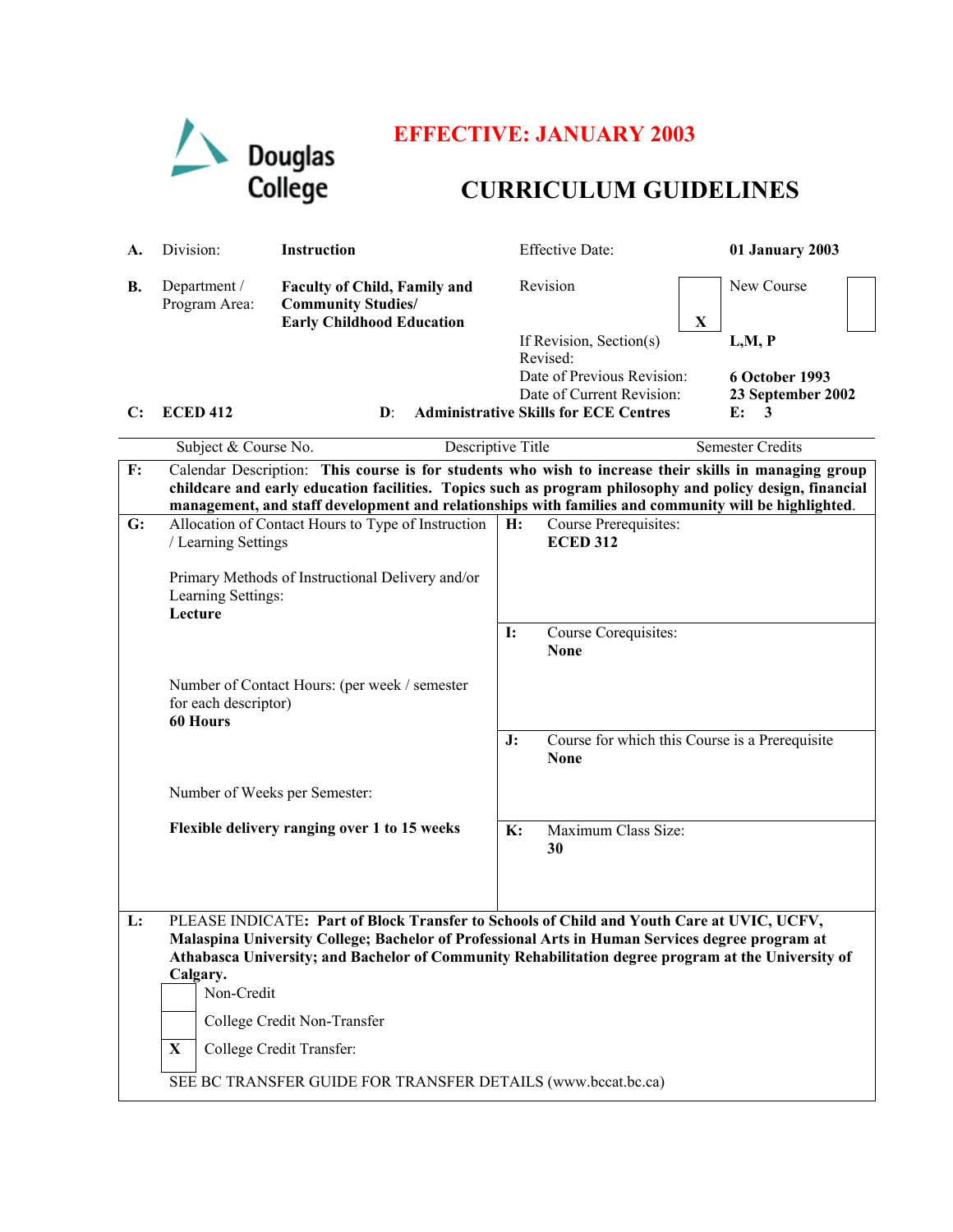Douglas College

# EFFECTIVE: JANUARY 2003

# CURRICULUM GUIDELINES

| | | | | |
|---|---|---|---|---|
| **A.** | Division: | **Instruction** | Effective Date: | **01 January 2003** |
| **B.** | Department / Program Area: | **Faculty of Child, Family and Community Studies/ Early Childhood Education** | Revision **X** | New Course |
| | | | If Revision, Section(s) Revised: | **L,M, P** |
| | | | Date of Previous Revision: | **6 October 1993** |
| | | | Date of Current Revision: | **23 September 2002** |

| | | | |
|---|---|---|---|
| **C:** **ECED 412** | **D:** **Administrative Skills for ECE Centres** | **E:** **3** |
| Subject & Course No. | Descriptive Title | Semester Credits |

**F:** Calendar Description: **This course is for students who wish to increase their skills in managing group childcare and early education facilities. Topics such as program philosophy and policy design, financial management, and staff development and relationships with families and community will be highlighted**.

**G:** Allocation of Contact Hours to Type of Instruction / Learning Settings

Primary Methods of Instructional Delivery and/or Learning Settings:
**Lecture**

Number of Contact Hours: (per week / semester for each descriptor)
**60 Hours**

Number of Weeks per Semester:

**Flexible delivery ranging over 1 to 15 weeks**

**H:** Course Prerequisites:
**ECED 312**

**I:** Course Corequisites:
**None**

**J:** Course for which this Course is a Prerequisite
**None**

**K:** Maximum Class Size:
**30**

**L:** PLEASE INDICATE: **Part of Block Transfer to Schools of Child and Youth Care at UVIC, UCFV, Malaspina University College; Bachelor of Professional Arts in Human Services degree program at Athabasca University; and Bachelor of Community Rehabilitation degree program at the University of Calgary.**

- [ ] Non-Credit
- [ ] College Credit Non-Transfer
- [x] College Credit Transfer:

SEE BC TRANSFER GUIDE FOR TRANSFER DETAILS (www.bccat.bc.ca)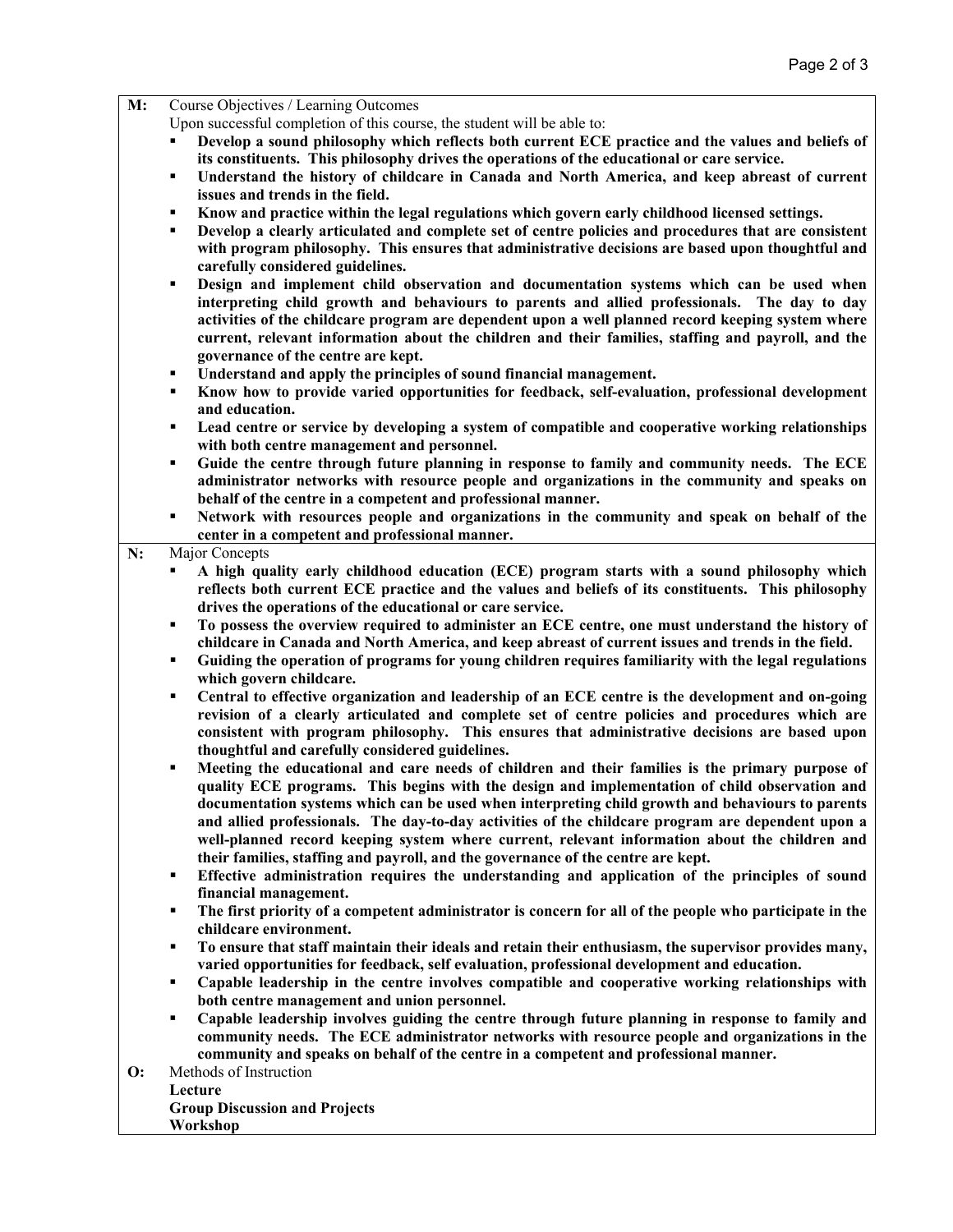**M:** Course Objectives / Learning Outcomes

Upon successful completion of this course, the student will be able to:

- **Develop a sound philosophy which reflects both current ECE practice and the values and beliefs of its constituents. This philosophy drives the operations of the educational or care service.**
- **Understand the history of childcare in Canada and North America, and keep abreast of current issues and trends in the field.**
- **Know and practice within the legal regulations which govern early childhood licensed settings.**
- **Develop a clearly articulated and complete set of centre policies and procedures that are consistent with program philosophy. This ensures that administrative decisions are based upon thoughtful and carefully considered guidelines.**
- **Design and implement child observation and documentation systems which can be used when interpreting child growth and behaviours to parents and allied professionals. The day to day activities of the childcare program are dependent upon a well planned record keeping system where current, relevant information about the children and their families, staffing and payroll, and the governance of the centre are kept.**
- **Understand and apply the principles of sound financial management.**
- **Know how to provide varied opportunities for feedback, self-evaluation, professional development and education.**
- **Lead centre or service by developing a system of compatible and cooperative working relationships with both centre management and personnel.**
- **Guide the centre through future planning in response to family and community needs. The ECE administrator networks with resource people and organizations in the community and speaks on behalf of the centre in a competent and professional manner.**
- **Network with resources people and organizations in the community and speak on behalf of the center in a competent and professional manner.**

**N:** Major Concepts

- **A high quality early childhood education (ECE) program starts with a sound philosophy which reflects both current ECE practice and the values and beliefs of its constituents. This philosophy drives the operations of the educational or care service.**
- **To possess the overview required to administer an ECE centre, one must understand the history of childcare in Canada and North America, and keep abreast of current issues and trends in the field.**
- **Guiding the operation of programs for young children requires familiarity with the legal regulations which govern childcare.**
- **Central to effective organization and leadership of an ECE centre is the development and on-going revision of a clearly articulated and complete set of centre policies and procedures which are consistent with program philosophy. This ensures that administrative decisions are based upon thoughtful and carefully considered guidelines.**
- **Meeting the educational and care needs of children and their families is the primary purpose of quality ECE programs. This begins with the design and implementation of child observation and documentation systems which can be used when interpreting child growth and behaviours to parents and allied professionals. The day-to-day activities of the childcare program are dependent upon a well-planned record keeping system where current, relevant information about the children and their families, staffing and payroll, and the governance of the centre are kept.**
- **Effective administration requires the understanding and application of the principles of sound financial management.**
- **The first priority of a competent administrator is concern for all of the people who participate in the childcare environment.**
- **To ensure that staff maintain their ideals and retain their enthusiasm, the supervisor provides many, varied opportunities for feedback, self evaluation, professional development and education.**
- **Capable leadership in the centre involves compatible and cooperative working relationships with both centre management and union personnel.**
- **Capable leadership involves guiding the centre through future planning in response to family and community needs. The ECE administrator networks with resource people and organizations in the community and speaks on behalf of the centre in a competent and professional manner.**

**O:** Methods of Instruction

**Lecture**
**Group Discussion and Projects**
**Workshop**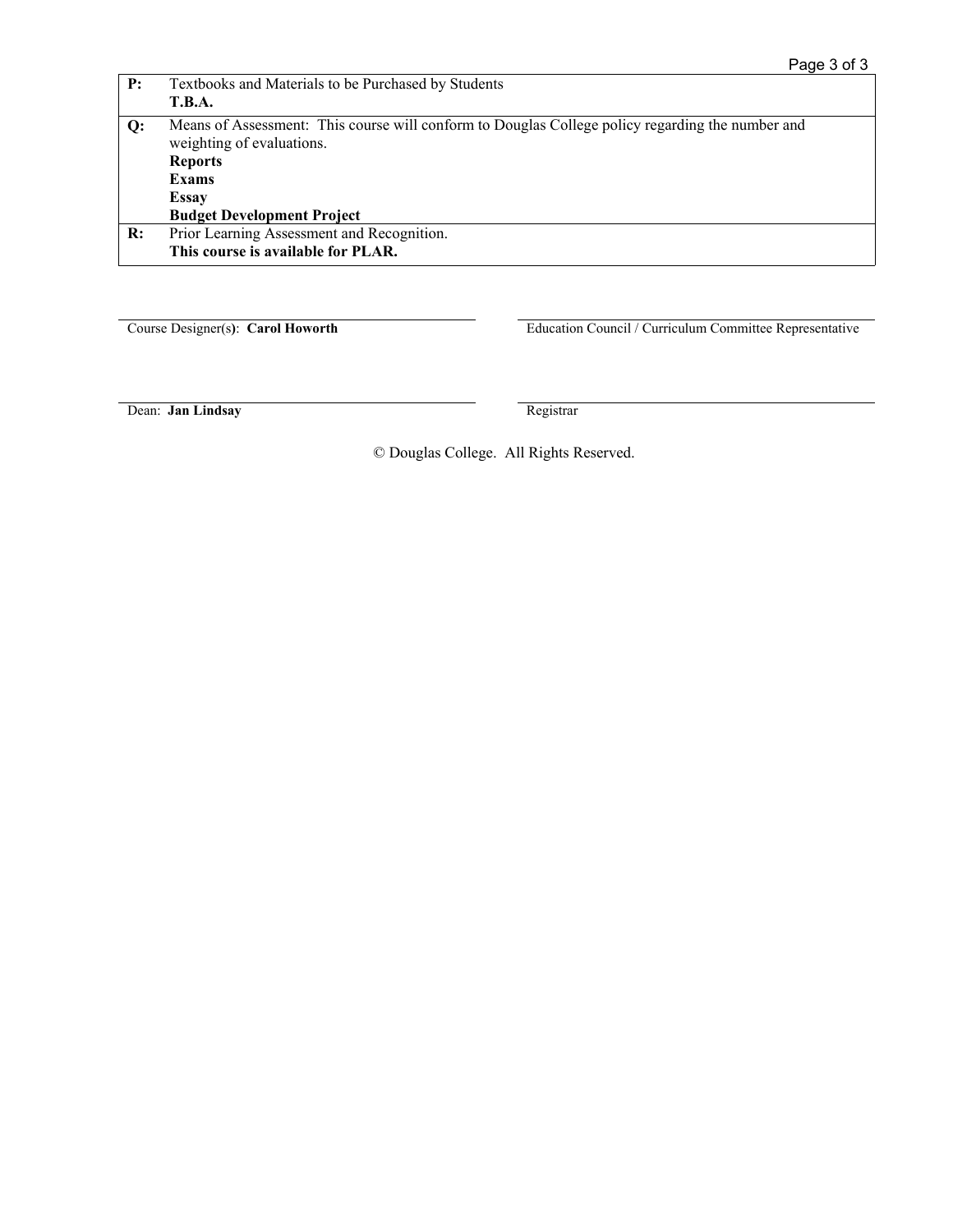| | |
|---|---|
| **P:** | Textbooks and Materials to be Purchased by Students<br>**T.B.A.** |
| **Q:** | Means of Assessment: This course will conform to Douglas College policy regarding the number and weighting of evaluations.<br>**Reports**<br>**Exams**<br>**Essay**<br>**Budget Development Project** |
| **R:** | Prior Learning Assessment and Recognition.<br>**This course is available for PLAR.** |

Course Designer(s): **Carol Howorth**

Education Council / Curriculum Committee Representative

Dean: **Jan Lindsay**

Registrar

© Douglas College. All Rights Reserved.